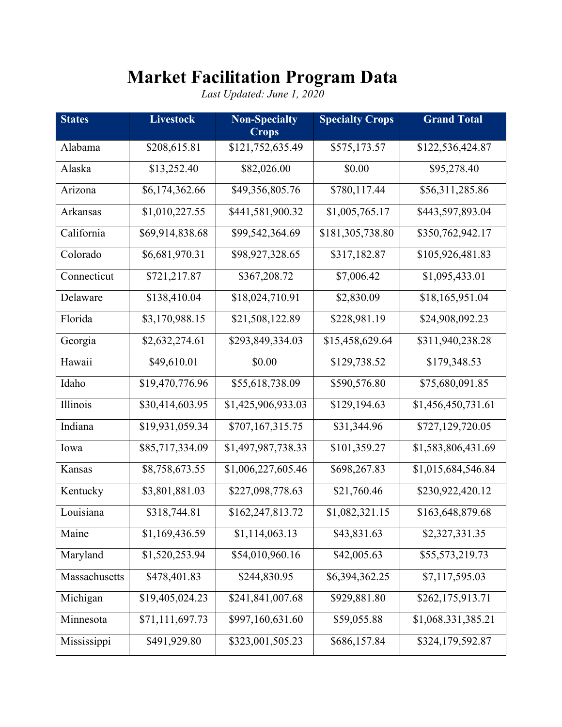# Market Facilitation Program Data

*Last Updated: June 1, 2020*

| States | Livestock | Non-Specialty Crops | Specialty Crops | Grand Total |
|---|---|---|---|---|
| Alabama | $208,615.81 | $121,752,635.49 | $575,173.57 | $122,536,424.87 |
| Alaska | $13,252.40 | $82,026.00 | $0.00 | $95,278.40 |
| Arizona | $6,174,362.66 | $49,356,805.76 | $780,117.44 | $56,311,285.86 |
| Arkansas | $1,010,227.55 | $441,581,900.32 | $1,005,765.17 | $443,597,893.04 |
| California | $69,914,838.68 | $99,542,364.69 | $181,305,738.80 | $350,762,942.17 |
| Colorado | $6,681,970.31 | $98,927,328.65 | $317,182.87 | $105,926,481.83 |
| Connecticut | $721,217.87 | $367,208.72 | $7,006.42 | $1,095,433.01 |
| Delaware | $138,410.04 | $18,024,710.91 | $2,830.09 | $18,165,951.04 |
| Florida | $3,170,988.15 | $21,508,122.89 | $228,981.19 | $24,908,092.23 |
| Georgia | $2,632,274.61 | $293,849,334.03 | $15,458,629.64 | $311,940,238.28 |
| Hawaii | $49,610.01 | $0.00 | $129,738.52 | $179,348.53 |
| Idaho | $19,470,776.96 | $55,618,738.09 | $590,576.80 | $75,680,091.85 |
| Illinois | $30,414,603.95 | $1,425,906,933.03 | $129,194.63 | $1,456,450,731.61 |
| Indiana | $19,931,059.34 | $707,167,315.75 | $31,344.96 | $727,129,720.05 |
| Iowa | $85,717,334.09 | $1,497,987,738.33 | $101,359.27 | $1,583,806,431.69 |
| Kansas | $8,758,673.55 | $1,006,227,605.46 | $698,267.83 | $1,015,684,546.84 |
| Kentucky | $3,801,881.03 | $227,098,778.63 | $21,760.46 | $230,922,420.12 |
| Louisiana | $318,744.81 | $162,247,813.72 | $1,082,321.15 | $163,648,879.68 |
| Maine | $1,169,436.59 | $1,114,063.13 | $43,831.63 | $2,327,331.35 |
| Maryland | $1,520,253.94 | $54,010,960.16 | $42,005.63 | $55,573,219.73 |
| Massachusetts | $478,401.83 | $244,830.95 | $6,394,362.25 | $7,117,595.03 |
| Michigan | $19,405,024.23 | $241,841,007.68 | $929,881.80 | $262,175,913.71 |
| Minnesota | $71,111,697.73 | $997,160,631.60 | $59,055.88 | $1,068,331,385.21 |
| Mississippi | $491,929.80 | $323,001,505.23 | $686,157.84 | $324,179,592.87 |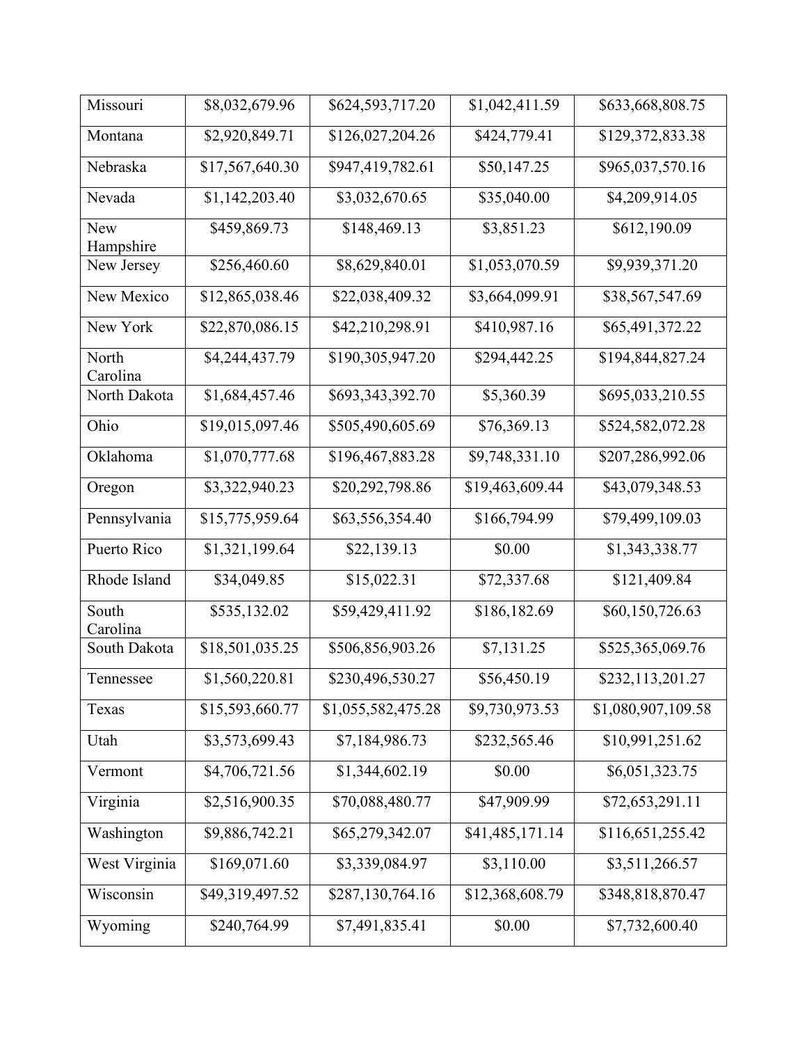| | | | | |
|---|---|---|---|---|
| Missouri | $8,032,679.96 | $624,593,717.20 | $1,042,411.59 | $633,668,808.75 |
| Montana | $2,920,849.71 | $126,027,204.26 | $424,779.41 | $129,372,833.38 |
| Nebraska | $17,567,640.30 | $947,419,782.61 | $50,147.25 | $965,037,570.16 |
| Nevada | $1,142,203.40 | $3,032,670.65 | $35,040.00 | $4,209,914.05 |
| New Hampshire | $459,869.73 | $148,469.13 | $3,851.23 | $612,190.09 |
| New Jersey | $256,460.60 | $8,629,840.01 | $1,053,070.59 | $9,939,371.20 |
| New Mexico | $12,865,038.46 | $22,038,409.32 | $3,664,099.91 | $38,567,547.69 |
| New York | $22,870,086.15 | $42,210,298.91 | $410,987.16 | $65,491,372.22 |
| North Carolina | $4,244,437.79 | $190,305,947.20 | $294,442.25 | $194,844,827.24 |
| North Dakota | $1,684,457.46 | $693,343,392.70 | $5,360.39 | $695,033,210.55 |
| Ohio | $19,015,097.46 | $505,490,605.69 | $76,369.13 | $524,582,072.28 |
| Oklahoma | $1,070,777.68 | $196,467,883.28 | $9,748,331.10 | $207,286,992.06 |
| Oregon | $3,322,940.23 | $20,292,798.86 | $19,463,609.44 | $43,079,348.53 |
| Pennsylvania | $15,775,959.64 | $63,556,354.40 | $166,794.99 | $79,499,109.03 |
| Puerto Rico | $1,321,199.64 | $22,139.13 | $0.00 | $1,343,338.77 |
| Rhode Island | $34,049.85 | $15,022.31 | $72,337.68 | $121,409.84 |
| South Carolina | $535,132.02 | $59,429,411.92 | $186,182.69 | $60,150,726.63 |
| South Dakota | $18,501,035.25 | $506,856,903.26 | $7,131.25 | $525,365,069.76 |
| Tennessee | $1,560,220.81 | $230,496,530.27 | $56,450.19 | $232,113,201.27 |
| Texas | $15,593,660.77 | $1,055,582,475.28 | $9,730,973.53 | $1,080,907,109.58 |
| Utah | $3,573,699.43 | $7,184,986.73 | $232,565.46 | $10,991,251.62 |
| Vermont | $4,706,721.56 | $1,344,602.19 | $0.00 | $6,051,323.75 |
| Virginia | $2,516,900.35 | $70,088,480.77 | $47,909.99 | $72,653,291.11 |
| Washington | $9,886,742.21 | $65,279,342.07 | $41,485,171.14 | $116,651,255.42 |
| West Virginia | $169,071.60 | $3,339,084.97 | $3,110.00 | $3,511,266.57 |
| Wisconsin | $49,319,497.52 | $287,130,764.16 | $12,368,608.79 | $348,818,870.47 |
| Wyoming | $240,764.99 | $7,491,835.41 | $0.00 | $7,732,600.40 |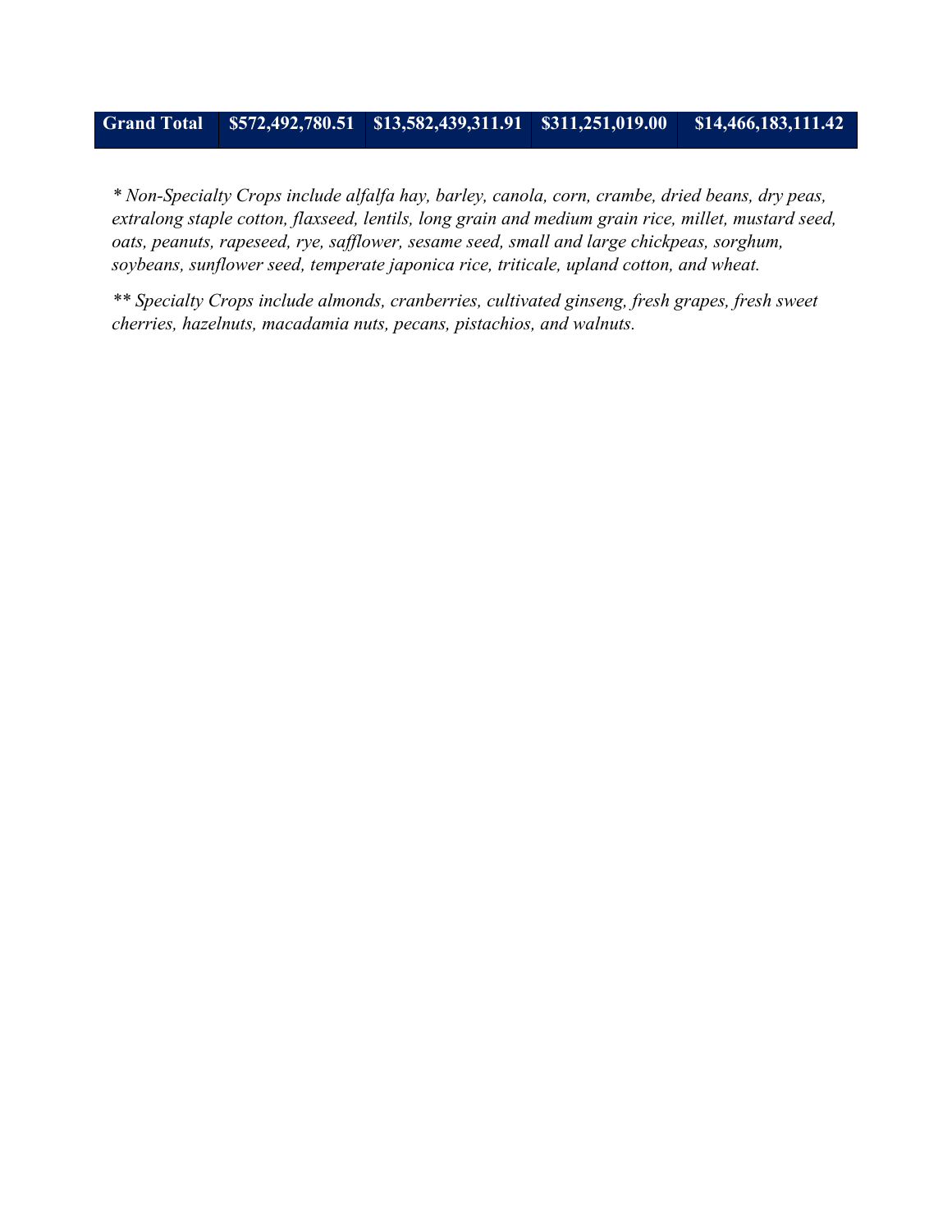| | | | | |
|---|---|---|---|---|
| **Grand Total** | **$572,492,780.51** | **$13,582,439,311.91** | **$311,251,019.00** | **$14,466,183,111.42** |

*\* Non-Specialty Crops include alfalfa hay, barley, canola, corn, crambe, dried beans, dry peas, extralong staple cotton, flaxseed, lentils, long grain and medium grain rice, millet, mustard seed, oats, peanuts, rapeseed, rye, safflower, sesame seed, small and large chickpeas, sorghum, soybeans, sunflower seed, temperate japonica rice, triticale, upland cotton, and wheat.*

*\*\* Specialty Crops include almonds, cranberries, cultivated ginseng, fresh grapes, fresh sweet cherries, hazelnuts, macadamia nuts, pecans, pistachios, and walnuts.*